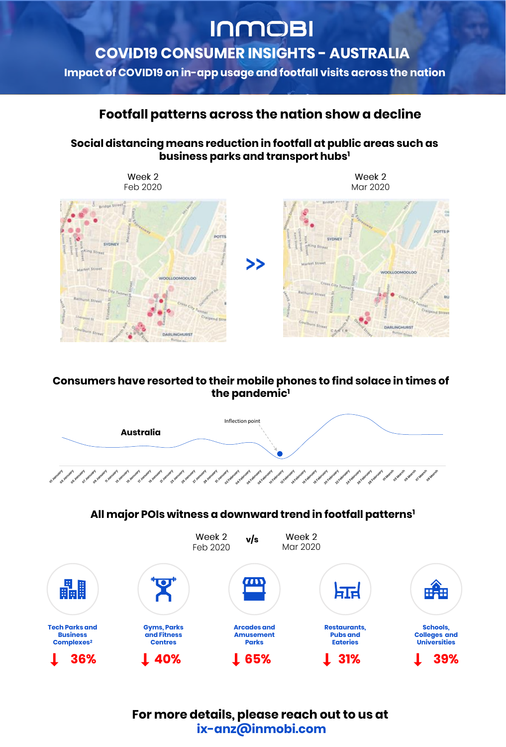# INMOBI

## COVID19 CONSUMER INSIGHTS - AUSTRALIA

**Impact of COVID19 on in-app usage and footfall visits across the nation**

## Footfall patterns across the nation show a decline

### Social distancing means reduction in footfall at public areas such as business parks and transport hubs[1]

Week 2
Feb 2020

>>

Week 2
Mar 2020

### Consumers have resorted to their mobile phones to find solace in times of the pandemic[1]

Australia

Inflection point

### All major POIs witness a downward trend in footfall patterns[1]

Week 2 Feb 2020 v/s Week 2 Mar 2020

| Tech Parks and Business Complexes[2] | Gyms, Parks and Fitness Centres | Arcades and Amusement Parks | Restaurants, Pubs and Eateries | Schools, Colleges and Universities |
|---|---|---|---|---|
| ↓ 36% | ↓ 40% | ↓ 65% | ↓ 31% | ↓ 39% |

**For more details, please reach out to us at**
**ix-anz@inmobi.com**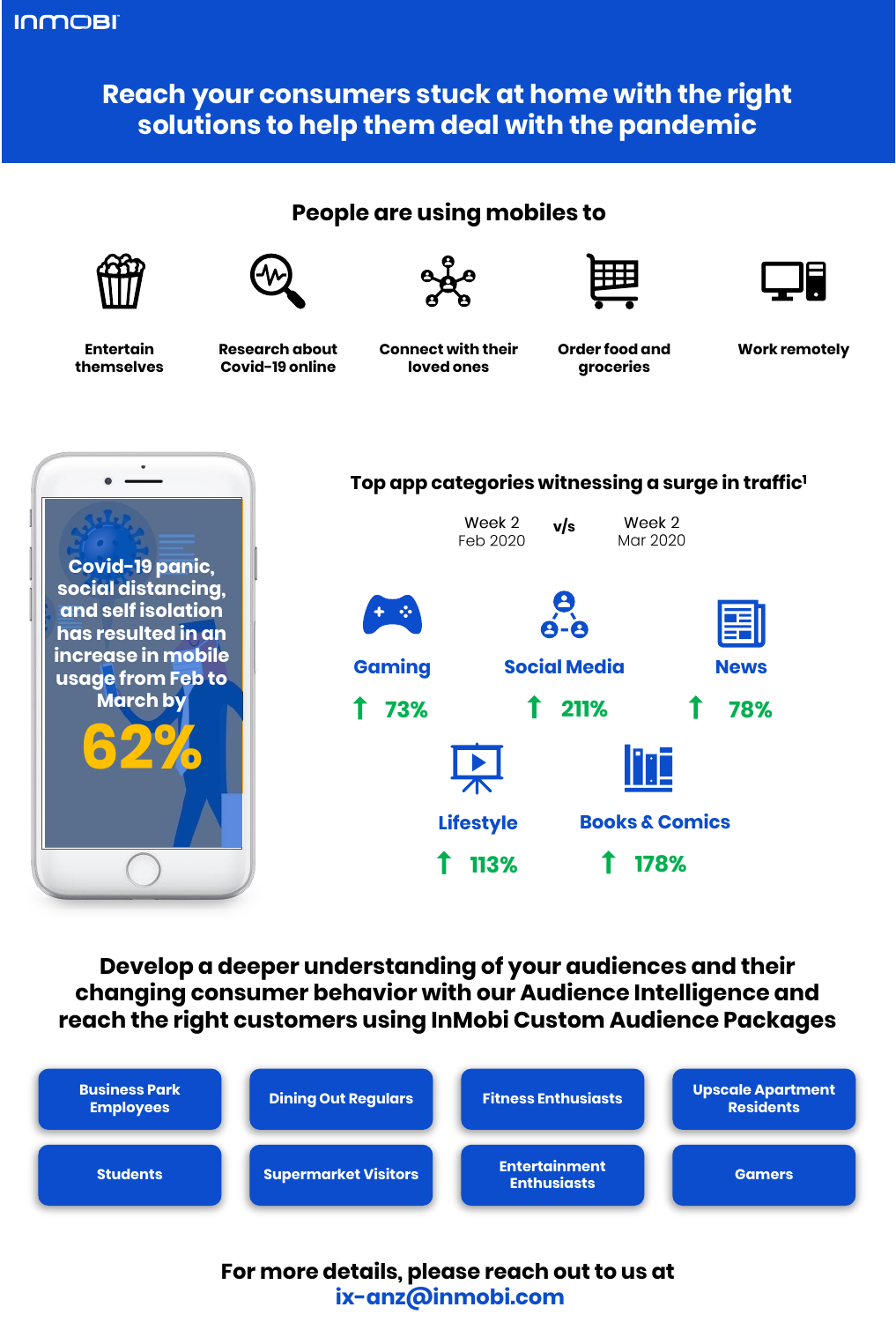INMOBI

# Reach your consumers stuck at home with the right solutions to help them deal with the pandemic

## People are using mobiles to

- Entertain themselves
- Research about Covid-19 online
- Connect with their loved ones
- Order food and groceries
- Work remotely

Covid-19 panic, social distancing, and self isolation has resulted in an increase in mobile usage from Feb to March by

**62%**

## Top app categories witnessing a surge in traffic[1]

Week 2 Feb 2020 v/s Week 2 Mar 2020

| Category | Increase |
| --- | --- |
| Gaming | ↑ 73% |
| Social Media | ↑ 211% |
| News | ↑ 78% |
| Lifestyle | ↑ 113% |
| Books & Comics | ↑ 178% |

## Develop a deeper understanding of your audiences and their changing consumer behavior with our Audience Intelligence and reach the right customers using InMobi Custom Audience Packages

- Business Park Employees
- Dining Out Regulars
- Fitness Enthusiasts
- Upscale Apartment Residents
- Students
- Supermarket Visitors
- Entertainment Enthusiasts
- Gamers

**For more details, please reach out to us at**
**ix-anz@inmobi.com**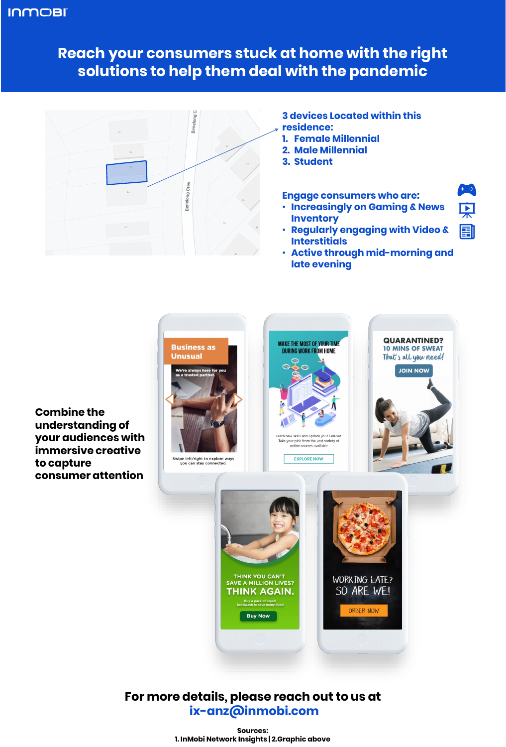# Reach your consumers stuck at home with the right solutions to help them deal with the pandemic

**3 devices Located within this residence:**

1. **Female Millennial**
2. **Male Millennial**
3. **Student**

**Engage consumers who are:**

- **Increasingly on Gaming & News Inventory**
- **Regularly engaging with Video & Interstitials**
- **Active through mid-morning and late evening**

**Combine the understanding of your audiences with immersive creative to capture consumer attention**

**For more details, please reach out to us at**
**ix-anz@inmobi.com**

**Sources:**
**1. InMobi Network Insights | 2.Graphic above**